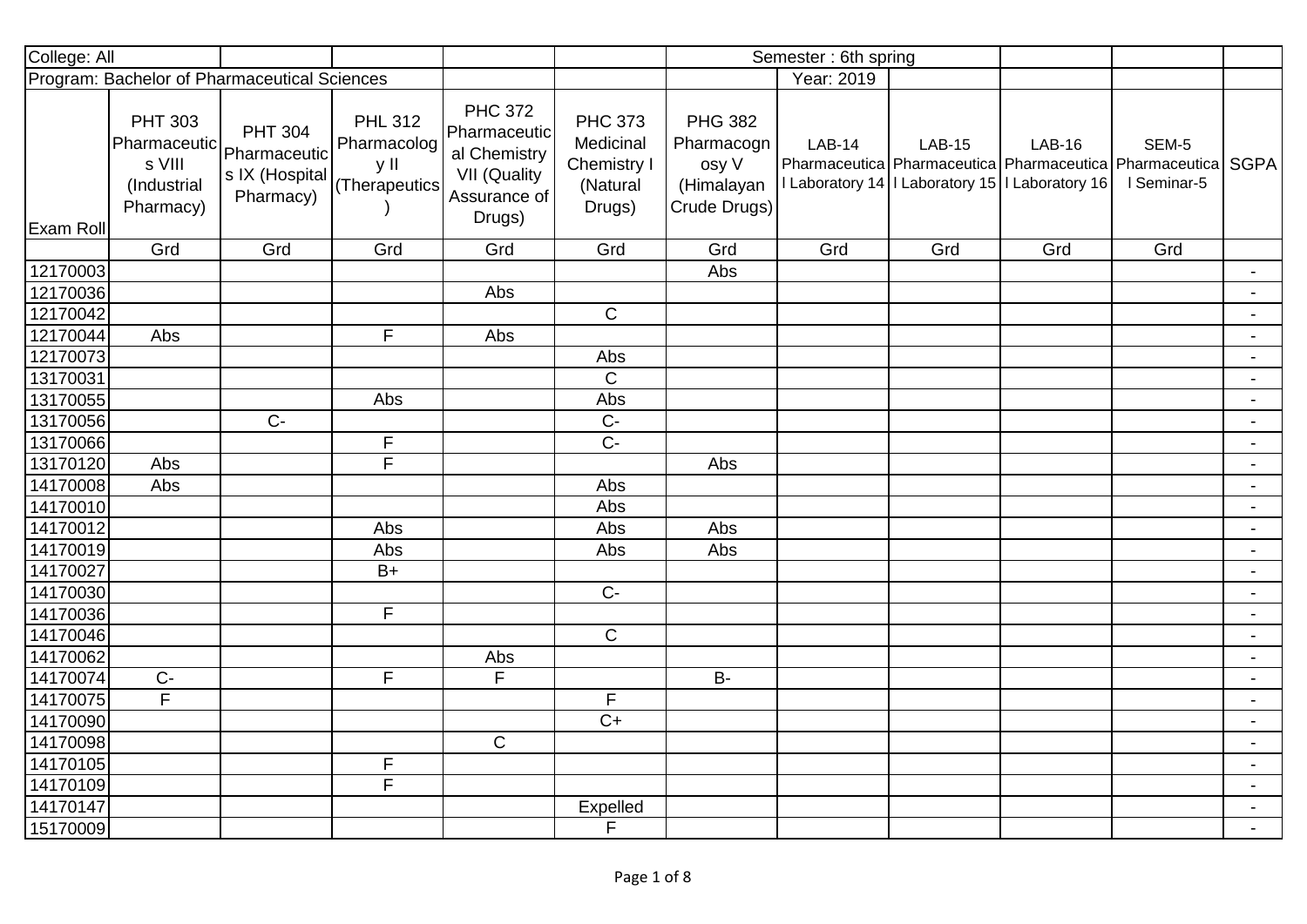| College: All | | | | | | Semester : 6th spring | | | | | |
|---|---|---|---|---|---|---|---|---|---|---|---|
| Program: Bachelor of Pharmaceutical Sciences | | | | | | Year: 2019 | | | | | |
| Exam Roll | PHT 303 Pharmaceutics VIII (Industrial Pharmacy) | PHT 304 Pharmaceutics IX (Hospital Pharmacy) | PHL 312 Pharmacology II (Therapeutics) | PHC 372 Pharmaceutical Chemistry VII (Quality Assurance of Drugs) | PHC 373 Medicinal Chemistry I (Natural Drugs) | PHG 382 Pharmacognosy V (Himalayan Crude Drugs) | LAB-14 Pharmaceutical Laboratory 14 | LAB-15 Pharmaceutical Laboratory 15 | LAB-16 Pharmaceutical Laboratory 16 | SEM-5 Pharmaceutical Seminar-5 | SGPA |
| | Grd | Grd | Grd | Grd | Grd | Grd | Grd | Grd | Grd | Grd | |
| 12170003 | | | | | | Abs | | | | | - |
| 12170036 | | | | Abs | | | | | | | - |
| 12170042 | | | | | C | | | | | | - |
| 12170044 | Abs | | F | Abs | | | | | | | - |
| 12170073 | | | | | Abs | | | | | | - |
| 13170031 | | | | | C | | | | | | - |
| 13170055 | | | Abs | | Abs | | | | | | - |
| 13170056 | | C- | | | C- | | | | | | - |
| 13170066 | | | F | | C- | | | | | | - |
| 13170120 | Abs | | F | | | Abs | | | | | - |
| 14170008 | Abs | | | | Abs | | | | | | - |
| 14170010 | | | | | Abs | | | | | | - |
| 14170012 | | | Abs | | Abs | Abs | | | | | - |
| 14170019 | | | Abs | | Abs | Abs | | | | | - |
| 14170027 | | | B+ | | | | | | | | - |
| 14170030 | | | | | C- | | | | | | - |
| 14170036 | | | F | | | | | | | | - |
| 14170046 | | | | | C | | | | | | - |
| 14170062 | | | | Abs | | | | | | | - |
| 14170074 | C- | | F | F | | B- | | | | | - |
| 14170075 | F | | | | F | | | | | | - |
| 14170090 | | | | | C+ | | | | | | - |
| 14170098 | | | | C | | | | | | | - |
| 14170105 | | | F | | | | | | | | - |
| 14170109 | | | F | | | | | | | | - |
| 14170147 | | | | | Expelled | | | | | | - |
| 15170009 | | | | | F | | | | | | - |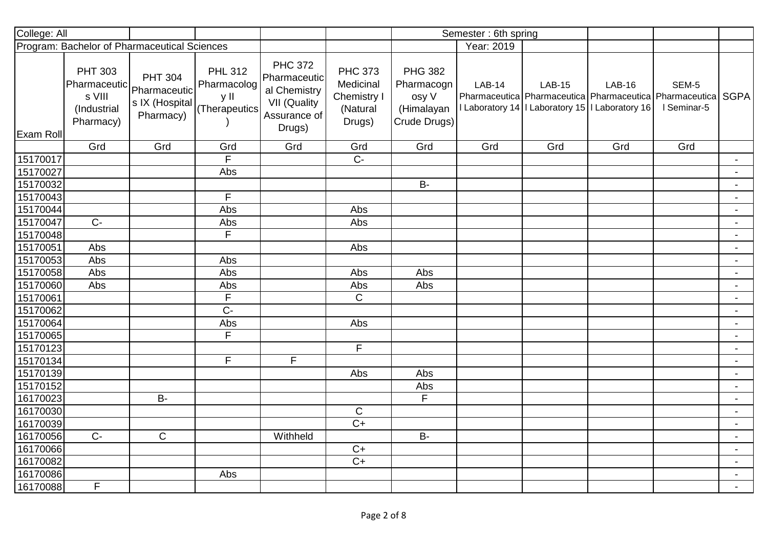| College: All | | | | | | Semester : 6th spring | | | | | |
|---|---|---|---|---|---|---|---|---|---|---|---|
| Program: Bachelor of Pharmaceutical Sciences | | | | | | | Year: 2019 | | | | |
| Exam Roll | PHT 303 Pharmaceutics VIII (Industrial Pharmacy) | PHT 304 Pharmaceutics IX (Hospital Pharmacy) | PHL 312 Pharmacology II (Therapeutics) | PHC 372 Pharmaceutical Chemistry VII (Quality Assurance of Drugs) | PHC 373 Medicinal Chemistry I (Natural Drugs) | PHG 382 Pharmacognosy V (Himalayan Crude Drugs) | LAB-14 Pharmaceutical Laboratory 14 | LAB-15 Pharmaceutical Laboratory 15 | LAB-16 Pharmaceutical Laboratory 16 | SEM-5 Pharmaceutical Seminar-5 | SGPA |
| | Grd | Grd | Grd | Grd | Grd | Grd | Grd | Grd | Grd | Grd | |
| 15170017 | | | F | | C- | | | | | | - |
| 15170027 | | | Abs | | | | | | | | - |
| 15170032 | | | | | | B- | | | | | - |
| 15170043 | | | F | | | | | | | | - |
| 15170044 | | | Abs | | Abs | | | | | | - |
| 15170047 | C- | | Abs | | Abs | | | | | | - |
| 15170048 | | | F | | | | | | | | - |
| 15170051 | Abs | | | | Abs | | | | | | - |
| 15170053 | Abs | | Abs | | | | | | | | - |
| 15170058 | Abs | | Abs | | Abs | Abs | | | | | - |
| 15170060 | Abs | | Abs | | Abs | Abs | | | | | - |
| 15170061 | | | F | | C | | | | | | - |
| 15170062 | | | C- | | | | | | | | - |
| 15170064 | | | Abs | | Abs | | | | | | - |
| 15170065 | | | F | | | | | | | | - |
| 15170123 | | | | | F | | | | | | - |
| 15170134 | | | F | F | | | | | | | - |
| 15170139 | | | | | Abs | Abs | | | | | - |
| 15170152 | | | | | | Abs | | | | | - |
| 16170023 | | B- | | | | F | | | | | - |
| 16170030 | | | | | C | | | | | | - |
| 16170039 | | | | | C+ | | | | | | - |
| 16170056 | C- | C | | Withheld | | B- | | | | | - |
| 16170066 | | | | | C+ | | | | | | - |
| 16170082 | | | | | C+ | | | | | | - |
| 16170086 | | | Abs | | | | | | | | - |
| 16170088 | F | | | | | | | | | | - |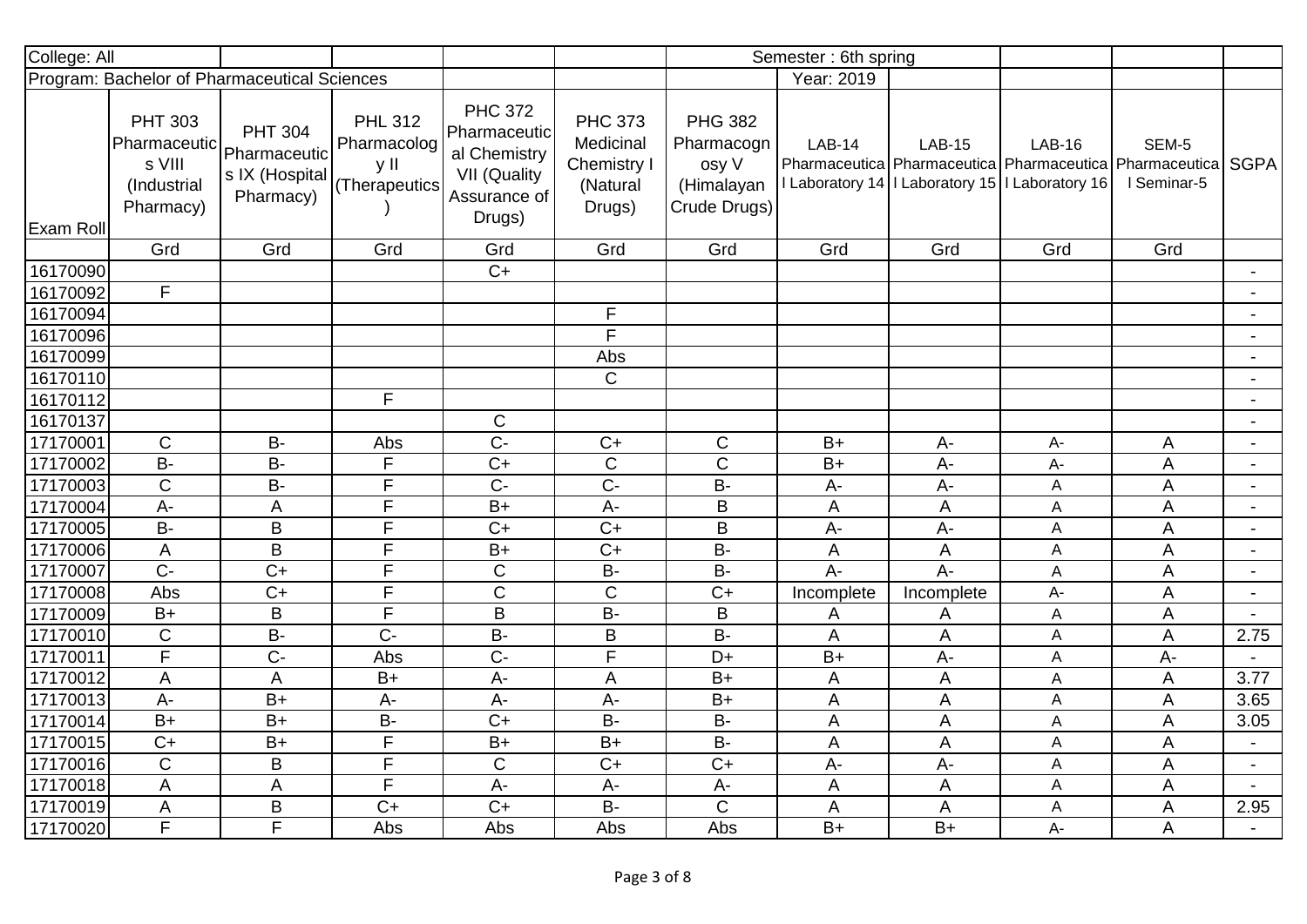| College: All | | | | | | Semester : 6th spring | | | | | |
|---|---|---|---|---|---|---|---|---|---|---|---|
| Program: Bachelor of Pharmaceutical Sciences | | | | | | Year: 2019 | | | | | |
| Exam Roll | PHT 303 Pharmaceutics VIII (Industrial Pharmacy) | PHT 304 Pharmaceutics IX (Hospital Pharmacy) | PHL 312 Pharmacology II (Therapeutics) | PHC 372 Pharmaceutical Chemistry VII (Quality Assurance of Drugs) | PHC 373 Medicinal Chemistry I (Natural Drugs) | PHG 382 Pharmacognosy V (Himalayan Crude Drugs) | LAB-14 Pharmaceutical Laboratory 14 | LAB-15 Pharmaceutical Laboratory 15 | LAB-16 Pharmaceutical Laboratory 16 | SEM-5 Pharmaceutical Seminar-5 | SGPA |
| | Grd | Grd | Grd | Grd | Grd | Grd | Grd | Grd | Grd | Grd | |
| 16170090 | | | | C+ | | | | | | | - |
| 16170092 | F | | | | | | | | | | - |
| 16170094 | | | | | F | | | | | | - |
| 16170096 | | | | | F | | | | | | - |
| 16170099 | | | | | Abs | | | | | | - |
| 16170110 | | | | | C | | | | | | - |
| 16170112 | | | F | | | | | | | | - |
| 16170137 | | | | C | | | | | | | - |
| 17170001 | C | B- | Abs | C- | C+ | C | B+ | A- | A- | A | - |
| 17170002 | B- | B- | F | C+ | C | C | B+ | A- | A- | A | - |
| 17170003 | C | B- | F | C- | C- | B- | A- | A- | A | A | - |
| 17170004 | A- | A | F | B+ | A- | B | A | A | A | A | - |
| 17170005 | B- | B | F | C+ | C+ | B | A- | A- | A | A | - |
| 17170006 | A | B | F | B+ | C+ | B- | A | A | A | A | - |
| 17170007 | C- | C+ | F | C | B- | B- | A- | A- | A | A | - |
| 17170008 | Abs | C+ | F | C | C | C+ | Incomplete | Incomplete | A- | A | - |
| 17170009 | B+ | B | F | B | B- | B | A | A | A | A | - |
| 17170010 | C | B- | C- | B- | B | B- | A | A | A | A | 2.75 |
| 17170011 | F | C- | Abs | C- | F | D+ | B+ | A- | A | A- | - |
| 17170012 | A | A | B+ | A- | A | B+ | A | A | A | A | 3.77 |
| 17170013 | A- | B+ | A- | A- | A- | B+ | A | A | A | A | 3.65 |
| 17170014 | B+ | B+ | B- | C+ | B- | B- | A | A | A | A | 3.05 |
| 17170015 | C+ | B+ | F | B+ | B+ | B- | A | A | A | A | - |
| 17170016 | C | B | F | C | C+ | C+ | A- | A- | A | A | - |
| 17170018 | A | A | F | A- | A- | A- | A | A | A | A | - |
| 17170019 | A | B | C+ | C+ | B- | C | A | A | A | A | 2.95 |
| 17170020 | F | F | Abs | Abs | Abs | Abs | B+ | B+ | A- | A | - |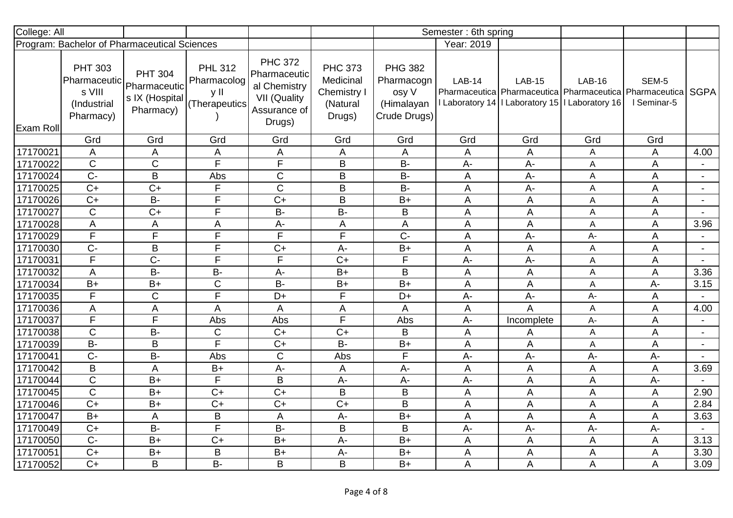| College: All | | | | | | | Semester : 6th spring | | | | |
|---|---|---|---|---|---|---|---|---|---|---|---|
| Program: Bachelor of Pharmaceutical Sciences | | | | | | | Year: 2019 | | | | |
| Exam Roll | PHT 303 Pharmaceutics VIII (Industrial Pharmacy) | PHT 304 Pharmaceutics IX (Hospital Pharmacy) | PHL 312 Pharmacology II (Therapeutics) | PHC 372 Pharmaceutical Chemistry VII (Quality Assurance of Drugs) | PHC 373 Medicinal Chemistry I (Natural Drugs) | PHG 382 Pharmacognosy V (Himalayan Crude Drugs) | LAB-14 Pharmaceutical Laboratory 14 | LAB-15 Pharmaceutical Laboratory 15 | LAB-16 Pharmaceutical Laboratory 16 | SEM-5 Pharmaceutical Seminar-5 | SGPA |
| | Grd | Grd | Grd | Grd | Grd | Grd | Grd | Grd | Grd | Grd | |
| 17170021 | A | A | A | A | A | A | A | A | A | A | 4.00 |
| 17170022 | C | C | F | F | B | B- | A- | A- | A | A | - |
| 17170024 | C- | B | Abs | C | B | B- | A | A- | A | A | - |
| 17170025 | C+ | C+ | F | C | B | B- | A | A- | A | A | - |
| 17170026 | C+ | B- | F | C+ | B | B+ | A | A | A | A | - |
| 17170027 | C | C+ | F | B- | B- | B | A | A | A | A | - |
| 17170028 | A | A | A | A- | A | A | A | A | A | A | 3.96 |
| 17170029 | F | F | F | F | F | C- | A | A- | A- | A | - |
| 17170030 | C- | B | F | C+ | A- | B+ | A | A | A | A | - |
| 17170031 | F | C- | F | F | C+ | F | A- | A- | A | A | - |
| 17170032 | A | B- | B- | A- | B+ | B | A | A | A | A | 3.36 |
| 17170034 | B+ | B+ | C | B- | B+ | B+ | A | A | A | A- | 3.15 |
| 17170035 | F | C | F | D+ | F | D+ | A- | A- | A- | A | - |
| 17170036 | A | A | A | A | A | A | A | A | A | A | 4.00 |
| 17170037 | F | F | Abs | Abs | F | Abs | A- | Incomplete | A- | A | - |
| 17170038 | C | B- | C | C+ | C+ | B | A | A | A | A | - |
| 17170039 | B- | B | F | C+ | B- | B+ | A | A | A | A | - |
| 17170041 | C- | B- | Abs | C | Abs | F | A- | A- | A- | A- | - |
| 17170042 | B | A | B+ | A- | A | A- | A | A | A | A | 3.69 |
| 17170044 | C | B+ | F | B | A- | A- | A- | A | A | A- | - |
| 17170045 | C | B+ | C+ | C+ | B | B | A | A | A | A | 2.90 |
| 17170046 | C+ | B+ | C+ | C+ | C+ | B | A | A | A | A | 2.84 |
| 17170047 | B+ | A | B | A | A- | B+ | A | A | A | A | 3.63 |
| 17170049 | C+ | B- | F | B- | B | B | A- | A- | A- | A- | - |
| 17170050 | C- | B+ | C+ | B+ | A- | B+ | A | A | A | A | 3.13 |
| 17170051 | C+ | B+ | B | B+ | A- | B+ | A | A | A | A | 3.30 |
| 17170052 | C+ | B | B- | B | B | B+ | A | A | A | A | 3.09 |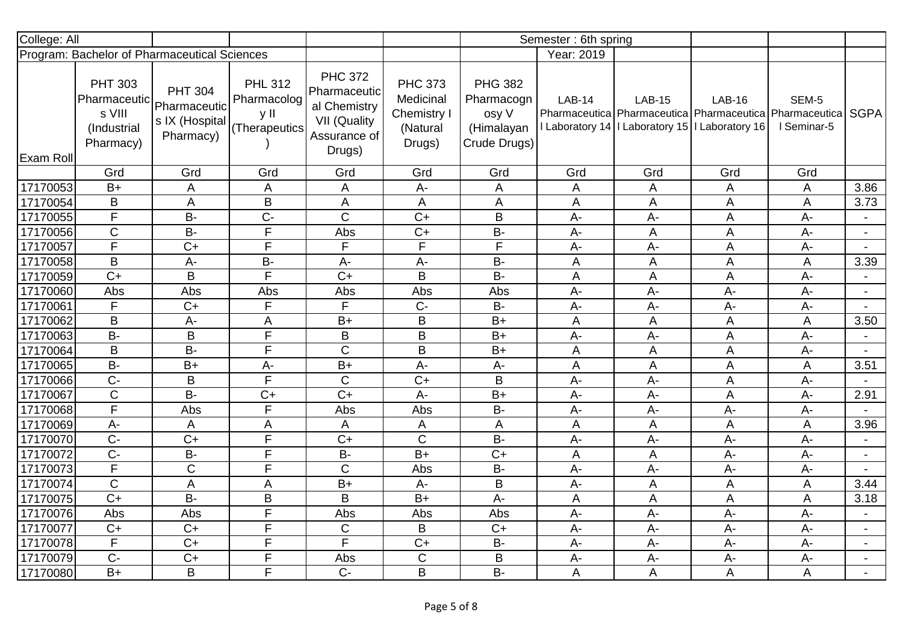| College: All | | | | | | Semester : 6th spring | | | | |
|---|---|---|---|---|---|---|---|---|---|---|
| Program: Bachelor of Pharmaceutical Sciences | | | | | | Year: 2019 | | | | |
| Exam Roll | PHT 303 Pharmaceutics VIII (Industrial Pharmacy) | PHT 304 Pharmaceutics IX (Hospital Pharmacy) | PHL 312 Pharmacology II (Therapeutics) | PHC 372 Pharmaceutical Chemistry VII (Quality Assurance of Drugs) | PHC 373 Medicinal Chemistry I (Natural Drugs) | PHG 382 Pharmacognosy V (Himalayan Crude Drugs) | LAB-14 Pharmaceutical Laboratory 14 | LAB-15 Pharmaceutical Laboratory 15 | LAB-16 Pharmaceutical Laboratory 16 | SEM-5 Pharmaceutical Seminar-5 | SGPA |
| | Grd | Grd | Grd | Grd | Grd | Grd | Grd | Grd | Grd | Grd | |
| 17170053 | B+ | A | A | A | A- | A | A | A | A | A | 3.86 |
| 17170054 | B | A | B | A | A | A | A | A | A | A | 3.73 |
| 17170055 | F | B- | C- | C | C+ | B | A- | A- | A | A- | - |
| 17170056 | C | B- | F | Abs | C+ | B- | A- | A | A | A- | - |
| 17170057 | F | C+ | F | F | F | F | A- | A- | A | A- | - |
| 17170058 | B | A- | B- | A- | A- | B- | A | A | A | A | 3.39 |
| 17170059 | C+ | B | F | C+ | B | B- | A | A | A | A- | - |
| 17170060 | Abs | Abs | Abs | Abs | Abs | Abs | A- | A- | A- | A- | - |
| 17170061 | F | C+ | F | F | C- | B- | A- | A- | A- | A- | - |
| 17170062 | B | A- | A | B+ | B | B+ | A | A | A | A | 3.50 |
| 17170063 | B- | B | F | B | B | B+ | A- | A- | A | A- | - |
| 17170064 | B | B- | F | C | B | B+ | A | A | A | A- | - |
| 17170065 | B- | B+ | A- | B+ | A- | A- | A | A | A | A | 3.51 |
| 17170066 | C- | B | F | C | C+ | B | A- | A- | A | A- | - |
| 17170067 | C | B- | C+ | C+ | A- | B+ | A- | A- | A | A- | 2.91 |
| 17170068 | F | Abs | F | Abs | Abs | B- | A- | A- | A- | A- | - |
| 17170069 | A- | A | A | A | A | A | A | A | A | A | 3.96 |
| 17170070 | C- | C+ | F | C+ | C | B- | A- | A- | A- | A- | - |
| 17170072 | C- | B- | F | B- | B+ | C+ | A | A | A- | A- | - |
| 17170073 | F | C | F | C | Abs | B- | A- | A- | A- | A- | - |
| 17170074 | C | A | A | B+ | A- | B | A- | A | A | A | 3.44 |
| 17170075 | C+ | B- | B | B | B+ | A- | A | A | A | A | 3.18 |
| 17170076 | Abs | Abs | F | Abs | Abs | Abs | A- | A- | A- | A- | - |
| 17170077 | C+ | C+ | F | C | B | C+ | A- | A- | A- | A- | - |
| 17170078 | F | C+ | F | F | C+ | B- | A- | A- | A- | A- | - |
| 17170079 | C- | C+ | F | Abs | C | B | A- | A- | A- | A- | - |
| 17170080 | B+ | B | F | C- | B | B- | A | A | A | A | - |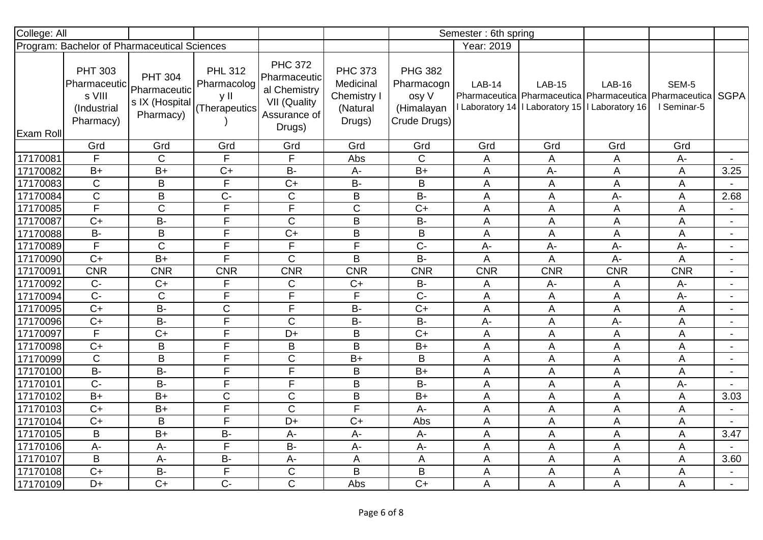| College: All | | | | | | | Semester : 6th spring | | | | |
|---|---|---|---|---|---|---|---|---|---|---|---|
| Program: Bachelor of Pharmaceutical Sciences | | | | | | | Year: 2019 | | | | |
| Exam Roll | PHT 303 Pharmaceutics VIII (Industrial Pharmacy) | PHT 304 Pharmaceutics IX (Hospital Pharmacy) | PHL 312 Pharmacology II (Therapeutics) | PHC 372 Pharmaceutical Chemistry VII (Quality Assurance of Drugs) | PHC 373 Medicinal Chemistry I (Natural Drugs) | PHG 382 Pharmacognosy V (Himalayan Crude Drugs) | LAB-14 Pharmaceutical Laboratory 14 | LAB-15 Pharmaceutical Laboratory 15 | LAB-16 Pharmaceutical Laboratory 16 | SEM-5 Pharmaceutical Seminar-5 | SGPA |
| | Grd | Grd | Grd | Grd | Grd | Grd | Grd | Grd | Grd | Grd | |
| 17170081 | F | C | F | F | Abs | C | A | A | A | A- | - |
| 17170082 | B+ | B+ | C+ | B- | A- | B+ | A | A- | A | A | 3.25 |
| 17170083 | C | B | F | C+ | B- | B | A | A | A | A | - |
| 17170084 | C | B | C- | C | B | B- | A | A | A- | A | 2.68 |
| 17170085 | F | C | F | F | C | C+ | A | A | A | A | - |
| 17170087 | C+ | B- | F | C | B | B- | A | A | A | A | - |
| 17170088 | B- | B | F | C+ | B | B | A | A | A | A | - |
| 17170089 | F | C | F | F | F | C- | A- | A- | A- | A- | - |
| 17170090 | C+ | B+ | F | C | B | B- | A | A | A- | A | - |
| 17170091 | CNR | CNR | CNR | CNR | CNR | CNR | CNR | CNR | CNR | CNR | - |
| 17170092 | C- | C+ | F | C | C+ | B- | A | A- | A | A- | - |
| 17170094 | C- | C | F | F | F | C- | A | A | A | A- | - |
| 17170095 | C+ | B- | C | F | B- | C+ | A | A | A | A | - |
| 17170096 | C+ | B- | F | C | B- | B- | A- | A | A- | A | - |
| 17170097 | F | C+ | F | D+ | B | C+ | A | A | A | A | - |
| 17170098 | C+ | B | F | B | B | B+ | A | A | A | A | - |
| 17170099 | C | B | F | C | B+ | B | A | A | A | A | - |
| 17170100 | B- | B- | F | F | B | B+ | A | A | A | A | - |
| 17170101 | C- | B- | F | F | B | B- | A | A | A | A- | - |
| 17170102 | B+ | B+ | C | C | B | B+ | A | A | A | A | 3.03 |
| 17170103 | C+ | B+ | F | C | F | A- | A | A | A | A | - |
| 17170104 | C+ | B | F | D+ | C+ | Abs | A | A | A | A | - |
| 17170105 | B | B+ | B- | A- | A- | A- | A | A | A | A | 3.47 |
| 17170106 | A- | A- | F | B- | A- | A- | A | A | A | A | - |
| 17170107 | B | A- | B- | A- | A | A | A | A | A | A | 3.60 |
| 17170108 | C+ | B- | F | C | B | B | A | A | A | A | - |
| 17170109 | D+ | C+ | C- | C | Abs | C+ | A | A | A | A | - |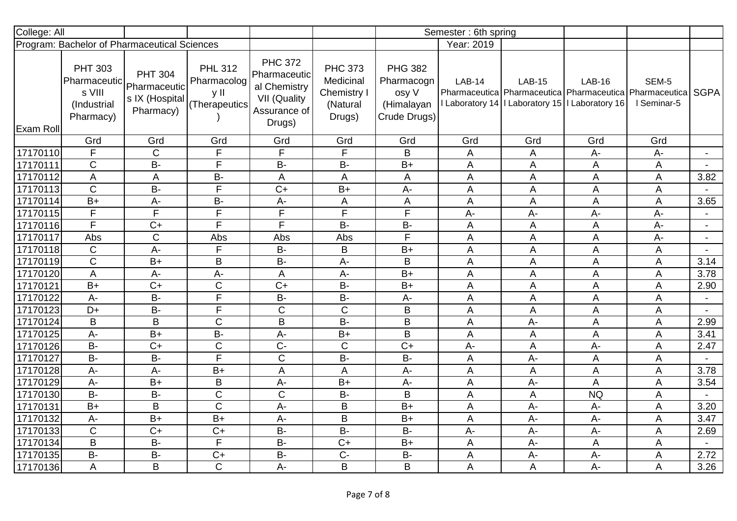| College: All | | | | | | Semester : 6th spring | | | | |
|---|---|---|---|---|---|---|---|---|---|---|
| Program: Bachelor of Pharmaceutical Sciences | | | | | | Year: 2019 | | | | |
| Exam Roll | PHT 303 Pharmaceutics VIII (Industrial Pharmacy) | PHT 304 Pharmaceutics IX (Hospital Pharmacy) | PHL 312 Pharmacology II (Therapeutics) | PHC 372 Pharmaceutical Chemistry VII (Quality Assurance of Drugs) | PHC 373 Medicinal Chemistry I (Natural Drugs) | PHG 382 Pharmacognosy V (Himalayan Crude Drugs) | LAB-14 Pharmaceutical Laboratory 14 | LAB-15 Pharmaceutical Laboratory 15 | LAB-16 Pharmaceutical Laboratory 16 | SEM-5 Pharmaceutical Seminar-5 | SGPA |
| | Grd | Grd | Grd | Grd | Grd | Grd | Grd | Grd | Grd | Grd | |
| 17170110 | F | C | F | F | F | B | A | A | A- | A- | - |
| 17170111 | C | B- | F | B- | B- | B+ | A | A | A | A | - |
| 17170112 | A | A | B- | A | A | A | A | A | A | A | 3.82 |
| 17170113 | C | B- | F | C+ | B+ | A- | A | A | A | A | - |
| 17170114 | B+ | A- | B- | A- | A | A | A | A | A | A | 3.65 |
| 17170115 | F | F | F | F | F | F | A- | A- | A- | A- | - |
| 17170116 | F | C+ | F | F | B- | B- | A | A | A | A- | - |
| 17170117 | Abs | C | Abs | Abs | Abs | F | A | A | A | A- | - |
| 17170118 | C | A- | F | B- | B | B+ | A | A | A | A | - |
| 17170119 | C | B+ | B | B- | A- | B | A | A | A | A | 3.14 |
| 17170120 | A | A- | A- | A | A- | B+ | A | A | A | A | 3.78 |
| 17170121 | B+ | C+ | C | C+ | B- | B+ | A | A | A | A | 2.90 |
| 17170122 | A- | B- | F | B- | B- | A- | A | A | A | A | - |
| 17170123 | D+ | B- | F | C | C | B | A | A | A | A | - |
| 17170124 | B | B | C | B | B- | B | A | A- | A | A | 2.99 |
| 17170125 | A- | B+ | B- | A- | B+ | B | A | A | A | A | 3.41 |
| 17170126 | B- | C+ | C | C- | C | C+ | A- | A | A- | A | 2.47 |
| 17170127 | B- | B- | F | C | B- | B- | A | A- | A | A | - |
| 17170128 | A- | A- | B+ | A | A | A- | A | A | A | A | 3.78 |
| 17170129 | A- | B+ | B | A- | B+ | A- | A | A- | A | A | 3.54 |
| 17170130 | B- | B- | C | C | B- | B | A | A | NQ | A | - |
| 17170131 | B+ | B | C | A- | B | B+ | A | A- | A- | A | 3.20 |
| 17170132 | A- | B+ | B+ | A- | B | B+ | A | A- | A- | A | 3.47 |
| 17170133 | C | C+ | C+ | B- | B- | B- | A- | A- | A- | A | 2.69 |
| 17170134 | B | B- | F | B- | C+ | B+ | A | A- | A | A | - |
| 17170135 | B- | B- | C+ | B- | C- | B- | A | A- | A- | A | 2.72 |
| 17170136 | A | B | C | A- | B | B | A | A | A- | A | 3.26 |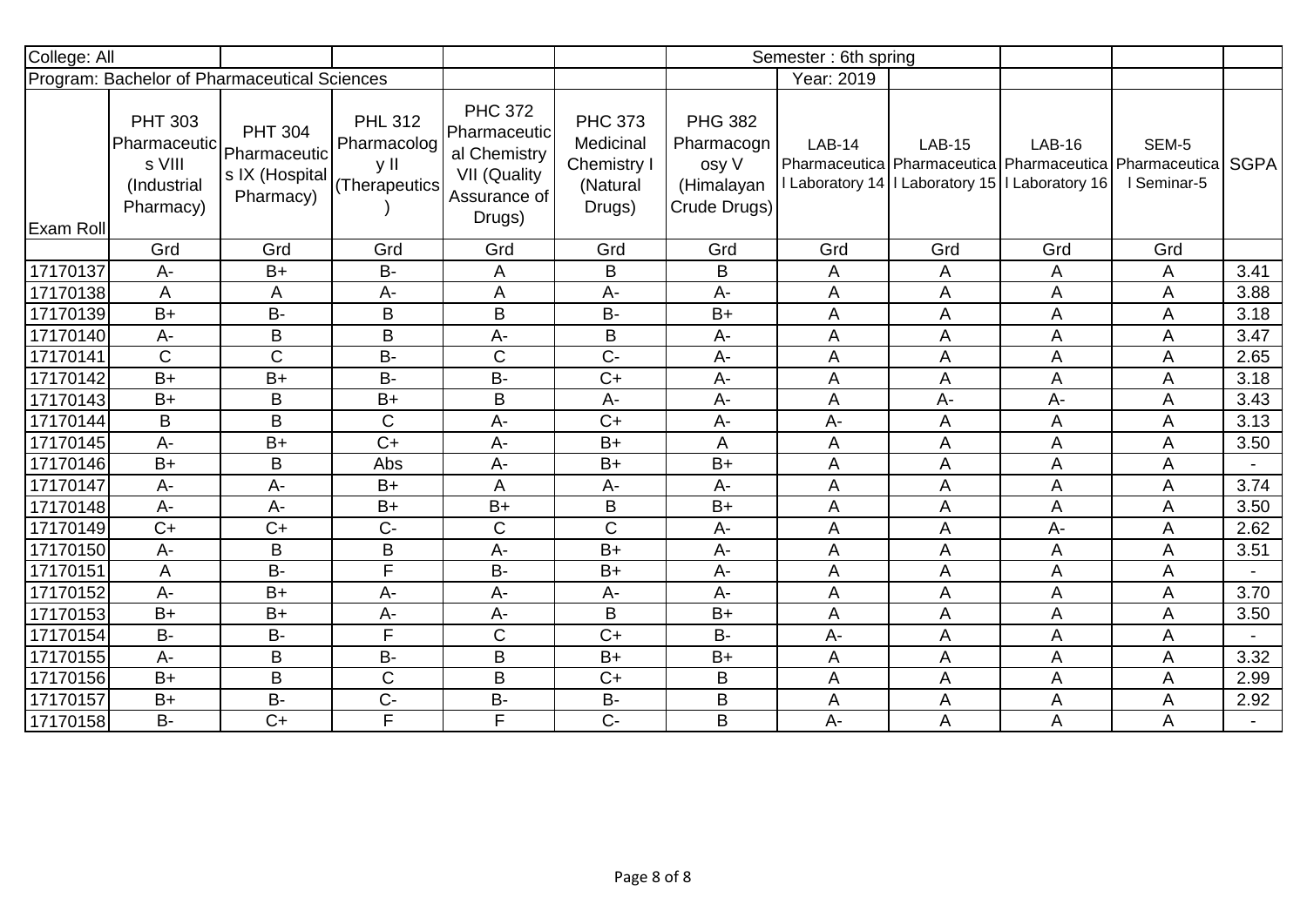| College: All | | | | | | Semester : 6th spring | | | | |
|---|---|---|---|---|---|---|---|---|---|---|
| Program: Bachelor of Pharmaceutical Sciences | | | | | | Year: 2019 | | | | |
| Exam Roll | PHT 303 Pharmaceutics VIII (Industrial Pharmacy) | PHT 304 Pharmaceutics IX (Hospital Pharmacy) | PHL 312 Pharmacology II (Therapeutics) | PHC 372 Pharmaceutical Chemistry VII (Quality Assurance of Drugs) | PHC 373 Medicinal Chemistry I (Natural Drugs) | PHG 382 Pharmacognosy V (Himalayan Crude Drugs) | LAB-14 Pharmaceutical Laboratory 14 | LAB-15 Pharmaceutical Laboratory 15 | LAB-16 Pharmaceutical Laboratory 16 | SEM-5 Pharmaceutical Seminar-5 | SGPA |
| | Grd | Grd | Grd | Grd | Grd | Grd | Grd | Grd | Grd | Grd | |
| 17170137 | A- | B+ | B- | A | B | B | A | A | A | A | 3.41 |
| 17170138 | A | A | A- | A | A- | A- | A | A | A | A | 3.88 |
| 17170139 | B+ | B- | B | B | B- | B+ | A | A | A | A | 3.18 |
| 17170140 | A- | B | B | A- | B | A- | A | A | A | A | 3.47 |
| 17170141 | C | C | B- | C | C- | A- | A | A | A | A | 2.65 |
| 17170142 | B+ | B+ | B- | B- | C+ | A- | A | A | A | A | 3.18 |
| 17170143 | B+ | B | B+ | B | A- | A- | A | A- | A- | A | 3.43 |
| 17170144 | B | B | C | A- | C+ | A- | A- | A | A | A | 3.13 |
| 17170145 | A- | B+ | C+ | A- | B+ | A | A | A | A | A | 3.50 |
| 17170146 | B+ | B | Abs | A- | B+ | B+ | A | A | A | A | - |
| 17170147 | A- | A- | B+ | A | A- | A- | A | A | A | A | 3.74 |
| 17170148 | A- | A- | B+ | B+ | B | B+ | A | A | A | A | 3.50 |
| 17170149 | C+ | C+ | C- | C | C | A- | A | A | A- | A | 2.62 |
| 17170150 | A- | B | B | A- | B+ | A- | A | A | A | A | 3.51 |
| 17170151 | A | B- | F | B- | B+ | A- | A | A | A | A | - |
| 17170152 | A- | B+ | A- | A- | A- | A- | A | A | A | A | 3.70 |
| 17170153 | B+ | B+ | A- | A- | B | B+ | A | A | A | A | 3.50 |
| 17170154 | B- | B- | F | C | C+ | B- | A- | A | A | A | - |
| 17170155 | A- | B | B- | B | B+ | B+ | A | A | A | A | 3.32 |
| 17170156 | B+ | B | C | B | C+ | B | A | A | A | A | 2.99 |
| 17170157 | B+ | B- | C- | B- | B- | B | A | A | A | A | 2.92 |
| 17170158 | B- | C+ | F | F | C- | B | A- | A | A | A | - |